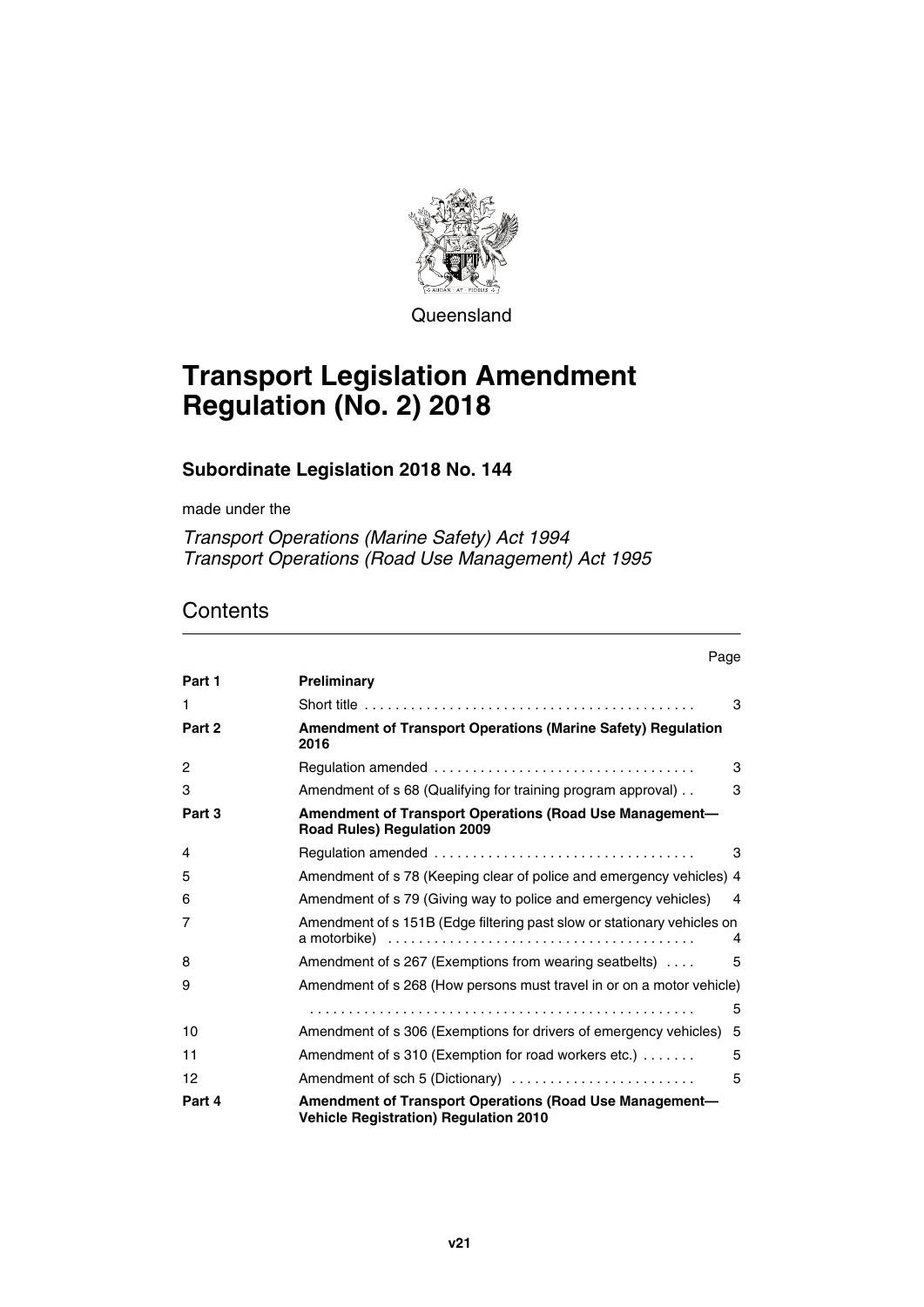Queensland

# Transport Legislation Amendment Regulation (No. 2) 2018

### Subordinate Legislation 2018 No. 144

made under the

*Transport Operations (Marine Safety) Act 1994*
*Transport Operations (Road Use Management) Act 1995*

## Contents

| | | Page |
|---|---|---|
| **Part 1** | **Preliminary** | |
| 1 | Short title | 3 |
| **Part 2** | **Amendment of Transport Operations (Marine Safety) Regulation 2016** | |
| 2 | Regulation amended | 3 |
| 3 | Amendment of s 68 (Qualifying for training program approval) | 3 |
| **Part 3** | **Amendment of Transport Operations (Road Use Management—Road Rules) Regulation 2009** | |
| 4 | Regulation amended | 3 |
| 5 | Amendment of s 78 (Keeping clear of police and emergency vehicles) | 4 |
| 6 | Amendment of s 79 (Giving way to police and emergency vehicles) | 4 |
| 7 | Amendment of s 151B (Edge filtering past slow or stationary vehicles on a motorbike) | 4 |
| 8 | Amendment of s 267 (Exemptions from wearing seatbelts) | 5 |
| 9 | Amendment of s 268 (How persons must travel in or on a motor vehicle) | 5 |
| 10 | Amendment of s 306 (Exemptions for drivers of emergency vehicles) | 5 |
| 11 | Amendment of s 310 (Exemption for road workers etc.) | 5 |
| 12 | Amendment of sch 5 (Dictionary) | 5 |
| **Part 4** | **Amendment of Transport Operations (Road Use Management—Vehicle Registration) Regulation 2010** | |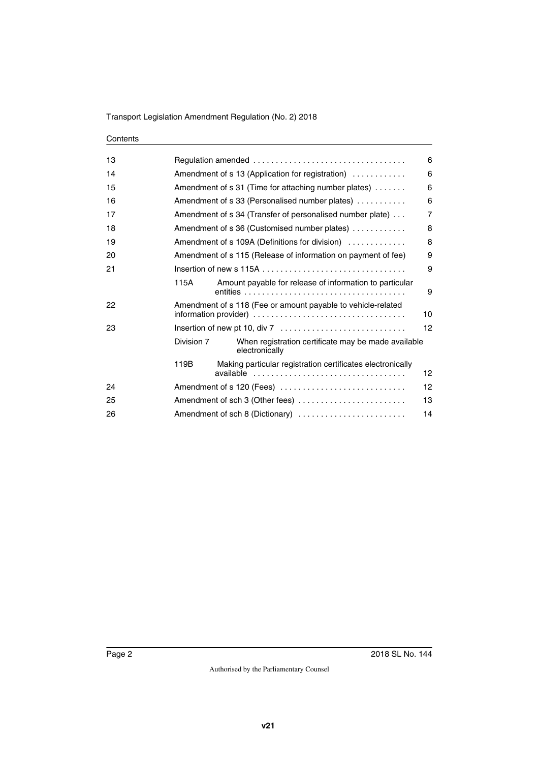Contents

| | | |
|---|---|---|
| 13 | Regulation amended | 6 |
| 14 | Amendment of s 13 (Application for registration) | 6 |
| 15 | Amendment of s 31 (Time for attaching number plates) | 6 |
| 16 | Amendment of s 33 (Personalised number plates) | 6 |
| 17 | Amendment of s 34 (Transfer of personalised number plate) | 7 |
| 18 | Amendment of s 36 (Customised number plates) | 8 |
| 19 | Amendment of s 109A (Definitions for division) | 8 |
| 20 | Amendment of s 115 (Release of information on payment of fee) | 9 |
| 21 | Insertion of new s 115A | 9 |
| | 115A Amount payable for release of information to particular entities | 9 |
| 22 | Amendment of s 118 (Fee or amount payable to vehicle-related information provider) | 10 |
| 23 | Insertion of new pt 10, div 7 | 12 |
| | Division 7 When registration certificate may be made available electronically | |
| | 119B Making particular registration certificates electronically available | 12 |
| 24 | Amendment of s 120 (Fees) | 12 |
| 25 | Amendment of sch 3 (Other fees) | 13 |
| 26 | Amendment of sch 8 (Dictionary) | 14 |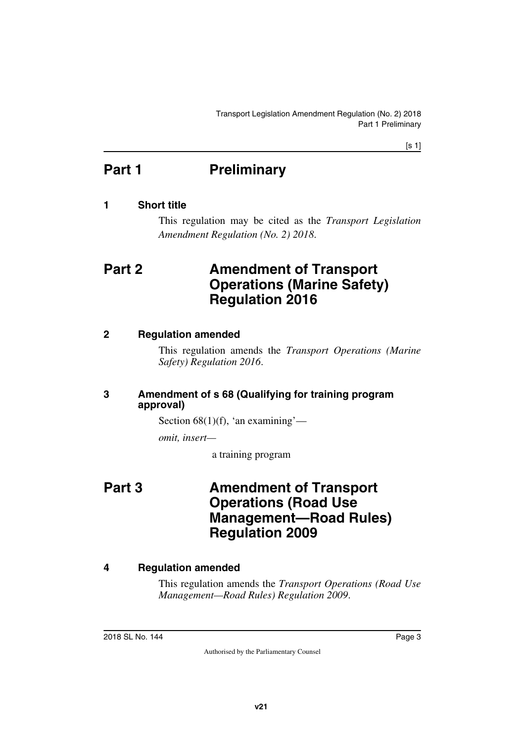# Part 1 Preliminary

### 1 Short title

This regulation may be cited as the *Transport Legislation Amendment Regulation (No. 2) 2018*.

# Part 2 Amendment of Transport Operations (Marine Safety) Regulation 2016

### 2 Regulation amended

This regulation amends the *Transport Operations (Marine Safety) Regulation 2016*.

### 3 Amendment of s 68 (Qualifying for training program approval)

Section 68(1)(f), 'an examining'—

*omit, insert—*

a training program

# Part 3 Amendment of Transport Operations (Road Use Management—Road Rules) Regulation 2009

### 4 Regulation amended

This regulation amends the *Transport Operations (Road Use Management—Road Rules) Regulation 2009*.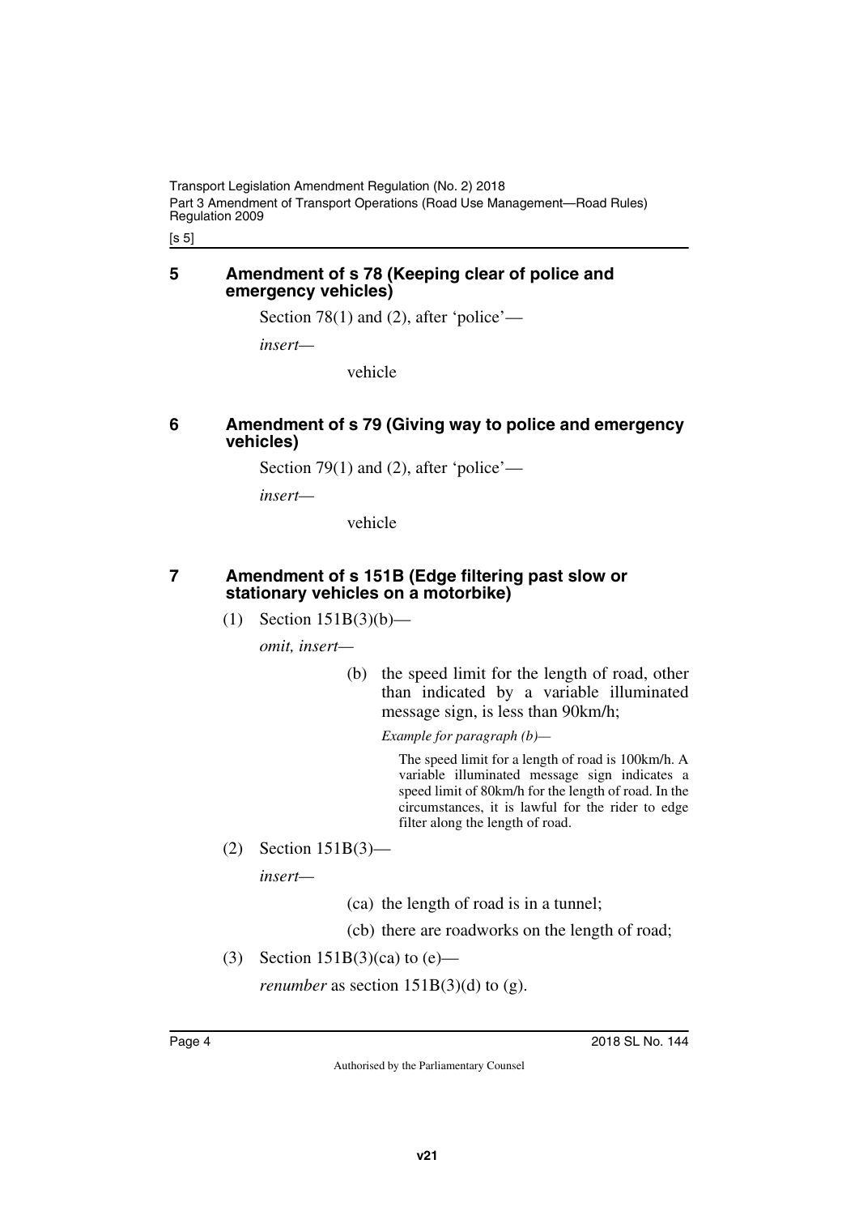## 5 Amendment of s 78 (Keeping clear of police and emergency vehicles)

Section 78(1) and (2), after 'police'—

*insert*—

vehicle

## 6 Amendment of s 79 (Giving way to police and emergency vehicles)

Section 79(1) and (2), after 'police'—

*insert*—

vehicle

## 7 Amendment of s 151B (Edge filtering past slow or stationary vehicles on a motorbike)

(1) Section 151B(3)(b)—

*omit, insert*—

(b) the speed limit for the length of road, other than indicated by a variable illuminated message sign, is less than 90km/h;

*Example for paragraph (b)*—

The speed limit for a length of road is 100km/h. A variable illuminated message sign indicates a speed limit of 80km/h for the length of road. In the circumstances, it is lawful for the rider to edge filter along the length of road.

(2) Section 151B(3)—

*insert*—

(ca) the length of road is in a tunnel;

(cb) there are roadworks on the length of road;

(3) Section 151B(3)(ca) to (e)—

*renumber* as section 151B(3)(d) to (g).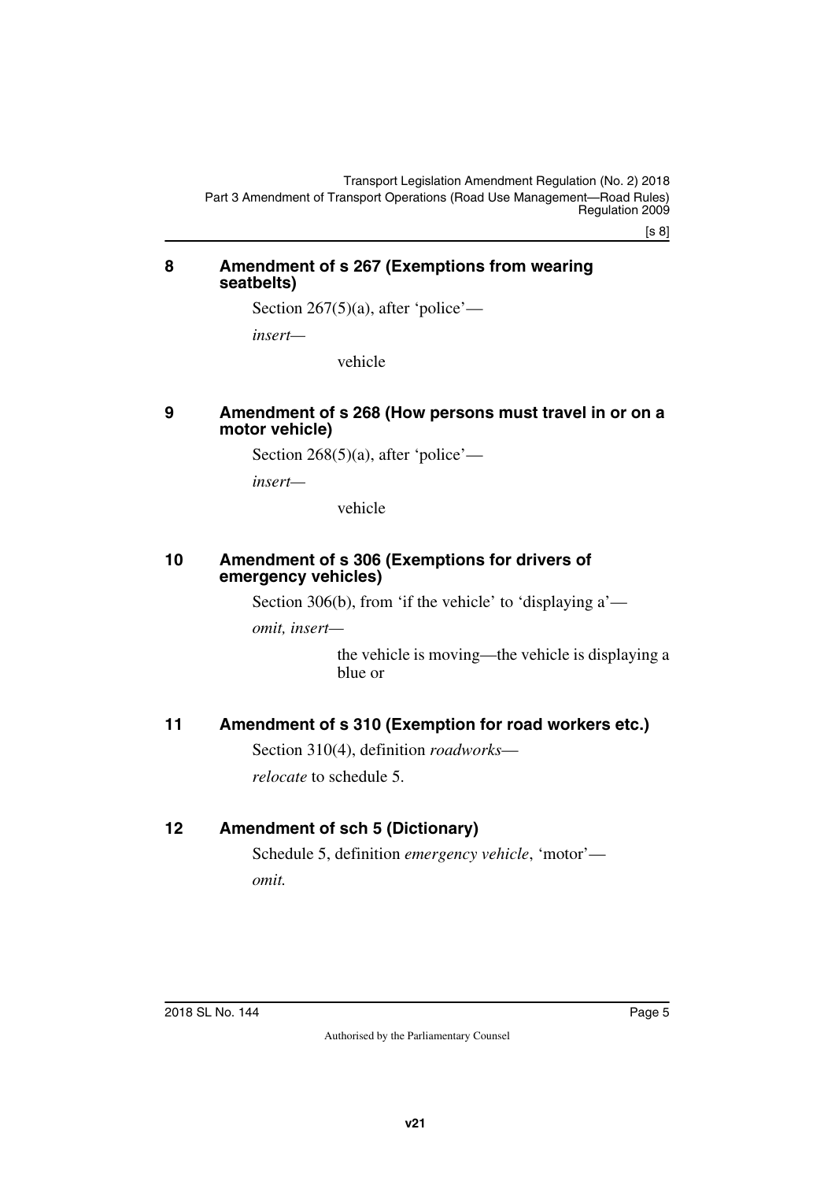## 8 Amendment of s 267 (Exemptions from wearing seatbelts)

Section 267(5)(a), after 'police'—

*insert*—

vehicle

## 9 Amendment of s 268 (How persons must travel in or on a motor vehicle)

Section 268(5)(a), after 'police'—

*insert*—

vehicle

## 10 Amendment of s 306 (Exemptions for drivers of emergency vehicles)

Section 306(b), from 'if the vehicle' to 'displaying a'—

*omit, insert*—

the vehicle is moving—the vehicle is displaying a blue or

## 11 Amendment of s 310 (Exemption for road workers etc.)

Section 310(4), definition *roadworks*—

*relocate* to schedule 5.

## 12 Amendment of sch 5 (Dictionary)

Schedule 5, definition *emergency vehicle*, 'motor'—

*omit.*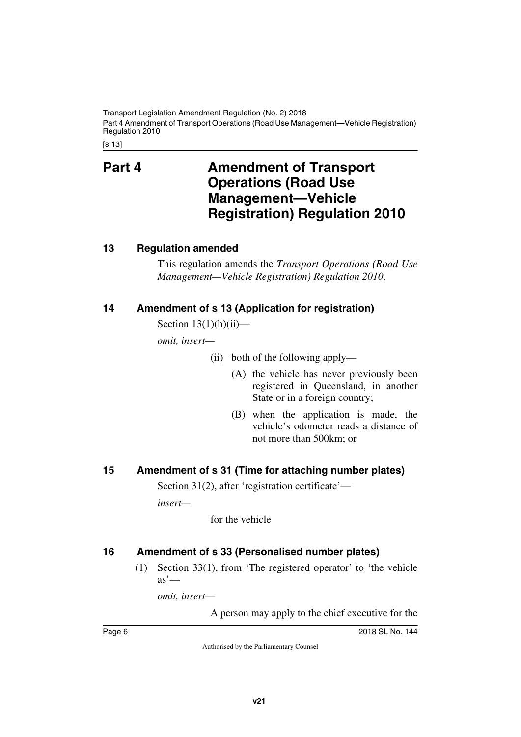# Part 4 Amendment of Transport Operations (Road Use Management—Vehicle Registration) Regulation 2010

## 13 Regulation amended

This regulation amends the *Transport Operations (Road Use Management—Vehicle Registration) Regulation 2010*.

## 14 Amendment of s 13 (Application for registration)

Section 13(1)(h)(ii)—

*omit, insert—*

(ii) both of the following apply—

(A) the vehicle has never previously been registered in Queensland, in another State or in a foreign country;

(B) when the application is made, the vehicle's odometer reads a distance of not more than 500km; or

## 15 Amendment of s 31 (Time for attaching number plates)

Section 31(2), after 'registration certificate'—

*insert—*

for the vehicle

## 16 Amendment of s 33 (Personalised number plates)

(1) Section 33(1), from 'The registered operator' to 'the vehicle as'—

*omit, insert—*

A person may apply to the chief executive for the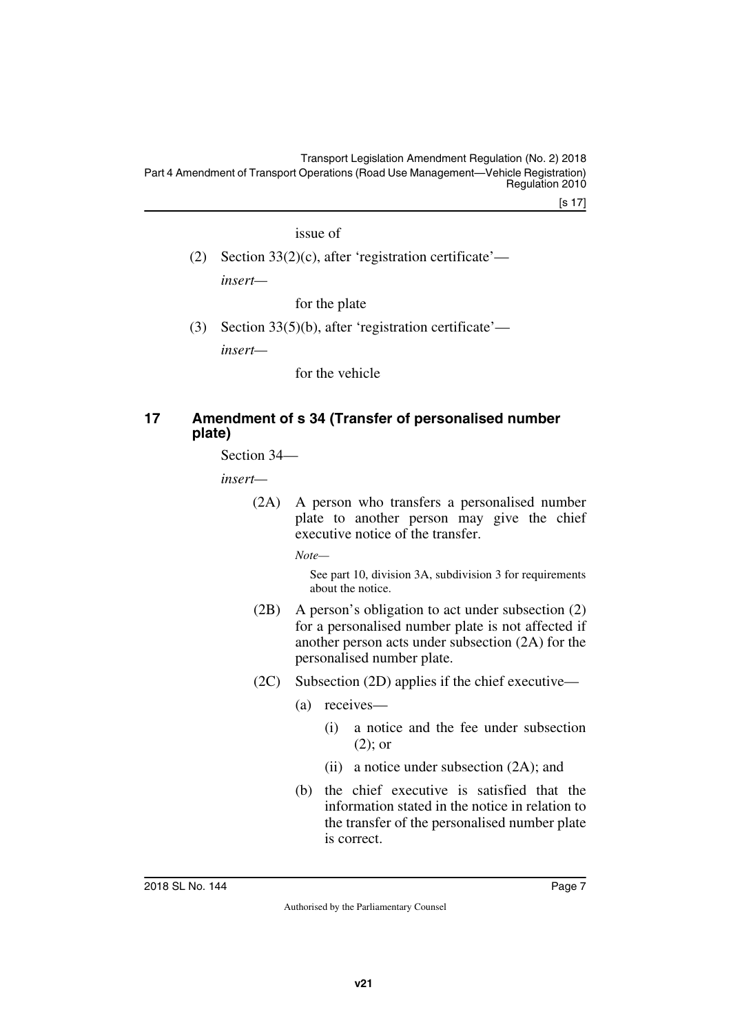issue of

(2) Section 33(2)(c), after 'registration certificate'—

*insert*—

for the plate

(3) Section 33(5)(b), after 'registration certificate'—

*insert*—

for the vehicle

### 17 Amendment of s 34 (Transfer of personalised number plate)

Section 34—

*insert*—

(2A) A person who transfers a personalised number plate to another person may give the chief executive notice of the transfer.

*Note*—

See part 10, division 3A, subdivision 3 for requirements about the notice.

(2B) A person's obligation to act under subsection (2) for a personalised number plate is not affected if another person acts under subsection (2A) for the personalised number plate.

(2C) Subsection (2D) applies if the chief executive—

(a) receives—

(i) a notice and the fee under subsection (2); or

(ii) a notice under subsection (2A); and

(b) the chief executive is satisfied that the information stated in the notice in relation to the transfer of the personalised number plate is correct.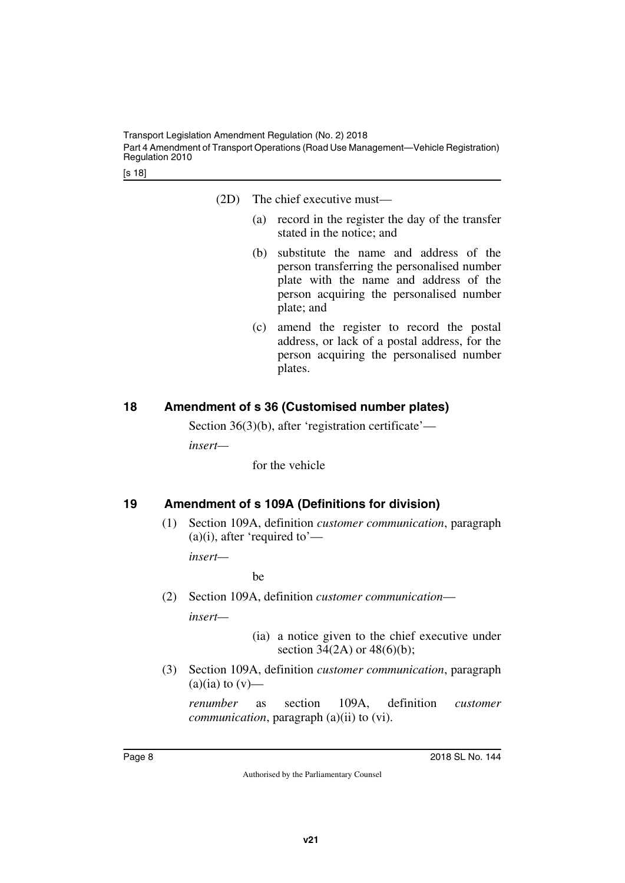(2D) The chief executive must—

(a) record in the register the day of the transfer stated in the notice; and

(b) substitute the name and address of the person transferring the personalised number plate with the name and address of the person acquiring the personalised number plate; and

(c) amend the register to record the postal address, or lack of a postal address, for the person acquiring the personalised number plates.

## 18 Amendment of s 36 (Customised number plates)

Section 36(3)(b), after 'registration certificate'—

*insert*—

for the vehicle

## 19 Amendment of s 109A (Definitions for division)

(1) Section 109A, definition *customer communication*, paragraph (a)(i), after 'required to'—

*insert*—

be

(2) Section 109A, definition *customer communication*—

*insert*—

(ia) a notice given to the chief executive under section 34(2A) or 48(6)(b);

(3) Section 109A, definition *customer communication*, paragraph (a)(ia) to (v)—

*renumber* as section 109A, definition *customer communication*, paragraph (a)(ii) to (vi).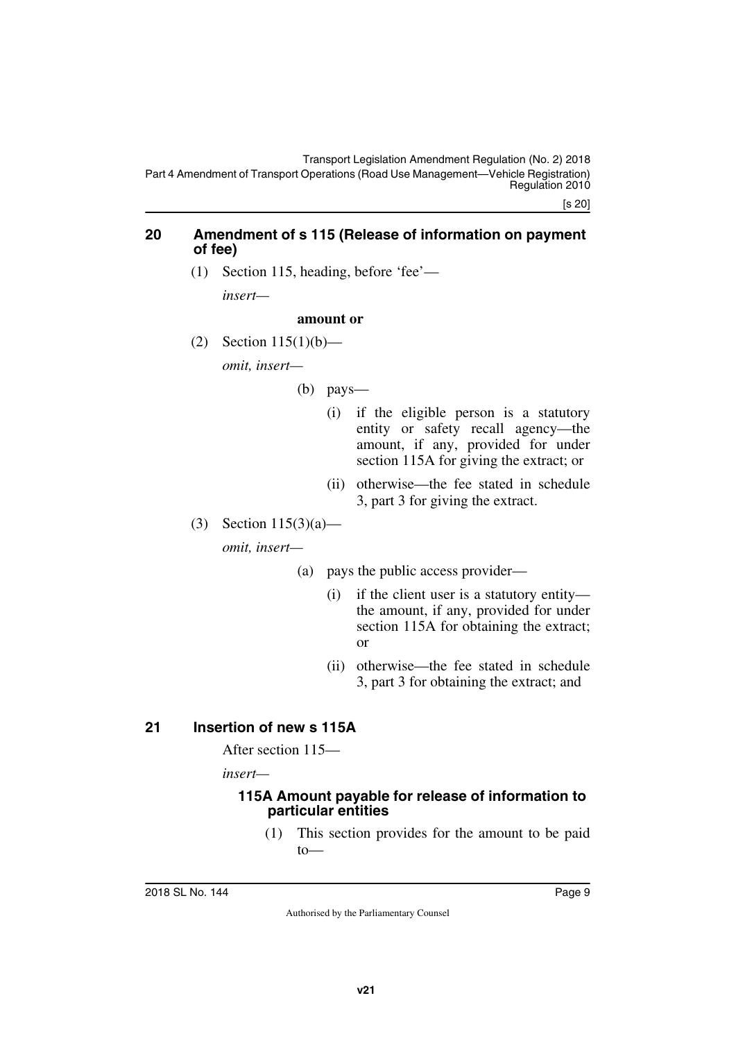## 20 Amendment of s 115 (Release of information on payment of fee)

(1) Section 115, heading, before 'fee'—

*insert—*

**amount or**

(2) Section 115(1)(b)—

*omit, insert—*

(b) pays—

(i) if the eligible person is a statutory entity or safety recall agency—the amount, if any, provided for under section 115A for giving the extract; or

(ii) otherwise—the fee stated in schedule 3, part 3 for giving the extract.

(3) Section 115(3)(a)—

*omit, insert—*

(a) pays the public access provider—

(i) if the client user is a statutory entity—the amount, if any, provided for under section 115A for obtaining the extract; or

(ii) otherwise—the fee stated in schedule 3, part 3 for obtaining the extract; and

## 21 Insertion of new s 115A

After section 115—

*insert—*

### 115A Amount payable for release of information to particular entities

(1) This section provides for the amount to be paid to—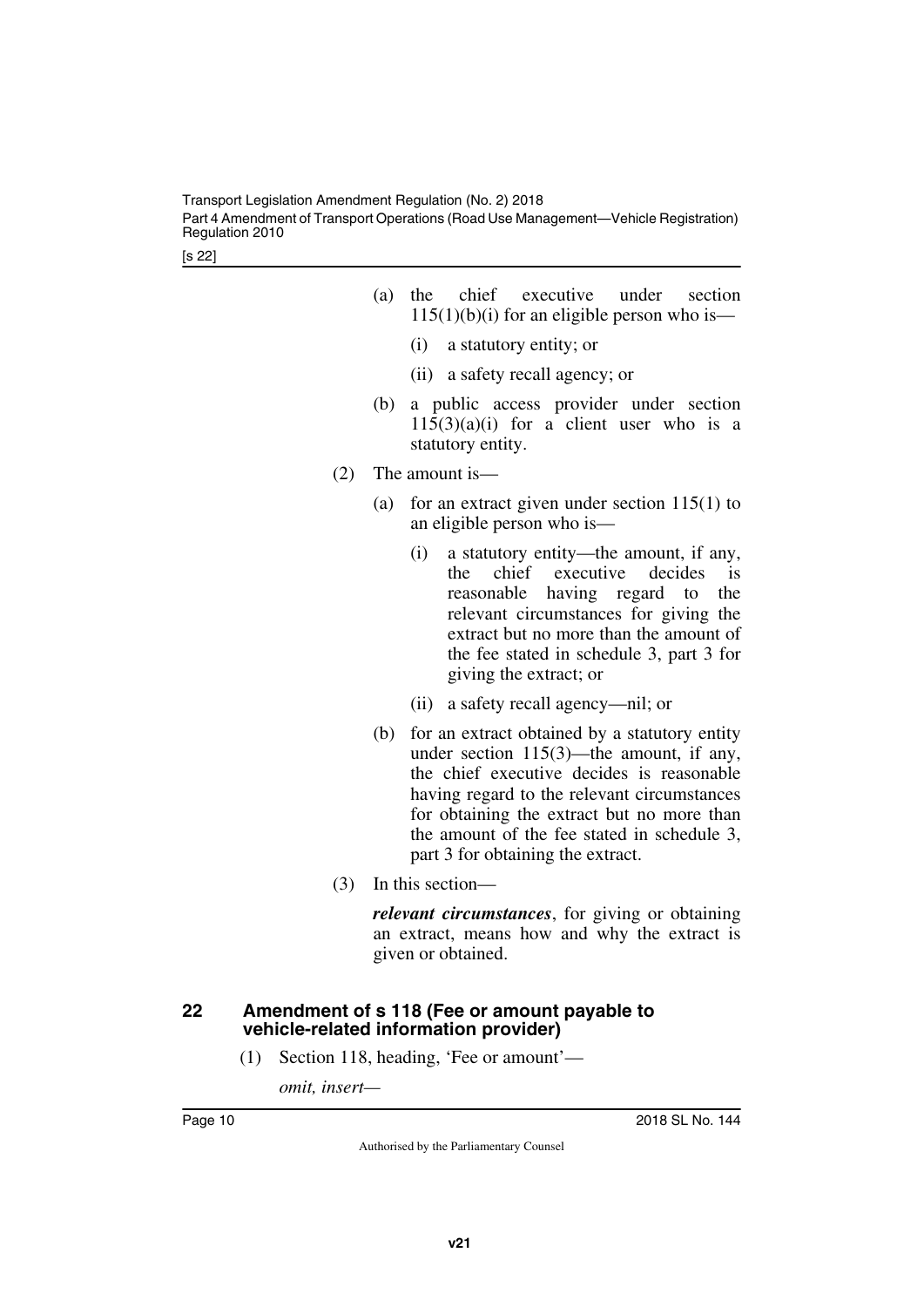(a) the chief executive under section 115(1)(b)(i) for an eligible person who is—

  (i) a statutory entity; or

  (ii) a safety recall agency; or

(b) a public access provider under section 115(3)(a)(i) for a client user who is a statutory entity.

(2) The amount is—

  (a) for an extract given under section 115(1) to an eligible person who is—

    (i) a statutory entity—the amount, if any, the chief executive decides is reasonable having regard to the relevant circumstances for giving the extract but no more than the amount of the fee stated in schedule 3, part 3 for giving the extract; or

    (ii) a safety recall agency—nil; or

  (b) for an extract obtained by a statutory entity under section 115(3)—the amount, if any, the chief executive decides is reasonable having regard to the relevant circumstances for obtaining the extract but no more than the amount of the fee stated in schedule 3, part 3 for obtaining the extract.

(3) In this section—

***relevant circumstances***, for giving or obtaining an extract, means how and why the extract is given or obtained.

### 22 Amendment of s 118 (Fee or amount payable to vehicle-related information provider)

(1) Section 118, heading, 'Fee or amount'—

*omit, insert—*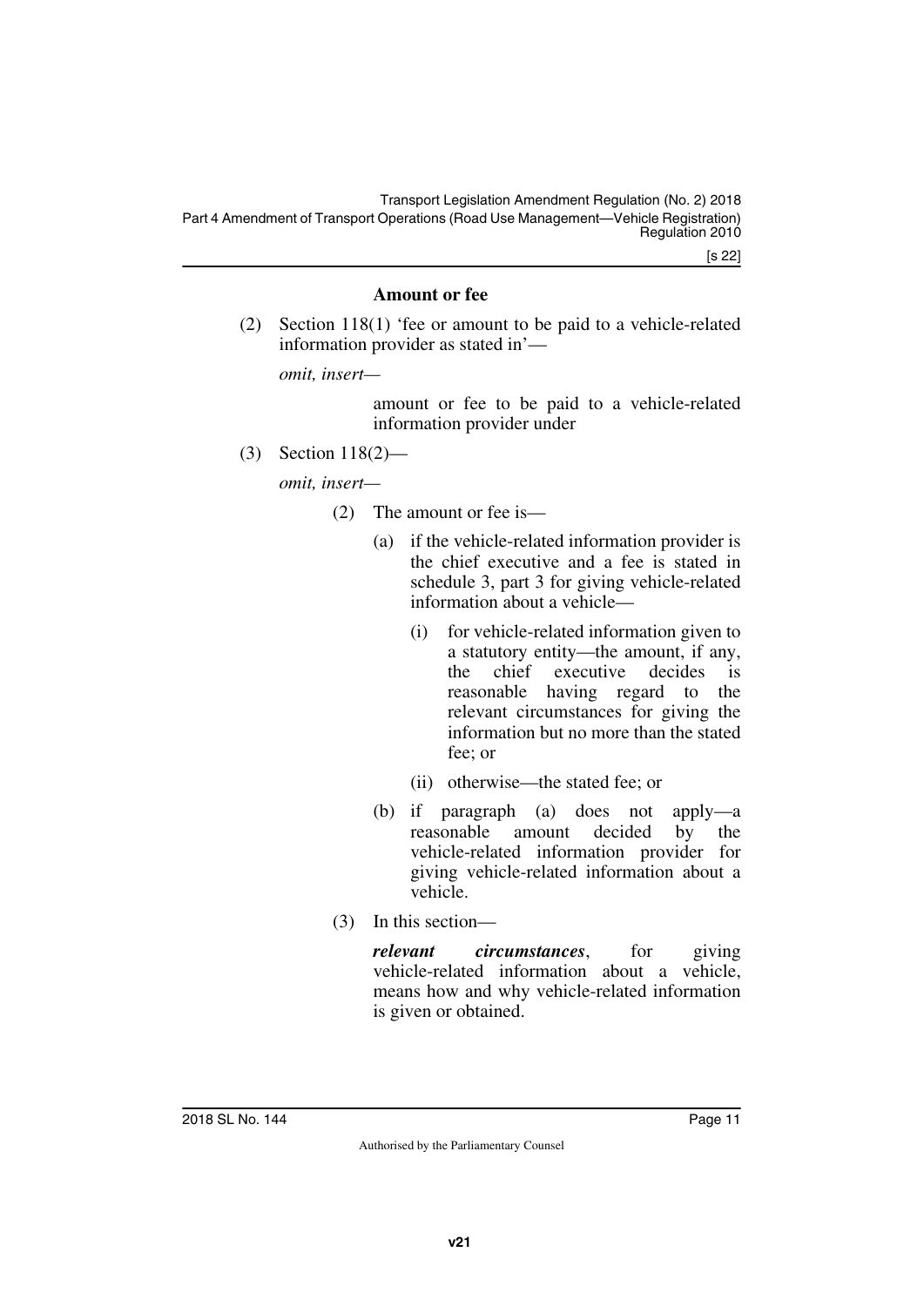#### Amount or fee

(2) Section 118(1) ‘fee or amount to be paid to a vehicle-related information provider as stated in’—

*omit, insert—*

> amount or fee to be paid to a vehicle-related information provider under

(3) Section 118(2)—

*omit, insert—*

> (2) The amount or fee is—
>
> (a) if the vehicle-related information provider is the chief executive and a fee is stated in schedule 3, part 3 for giving vehicle-related information about a vehicle—
>
> (i) for vehicle-related information given to a statutory entity—the amount, if any, the chief executive decides is reasonable having regard to the relevant circumstances for giving the information but no more than the stated fee; or
>
> (ii) otherwise—the stated fee; or
>
> (b) if paragraph (a) does not apply—a reasonable amount decided by the vehicle-related information provider for giving vehicle-related information about a vehicle.
>
> (3) In this section—
>
> ***relevant circumstances***, for giving vehicle-related information about a vehicle, means how and why vehicle-related information is given or obtained.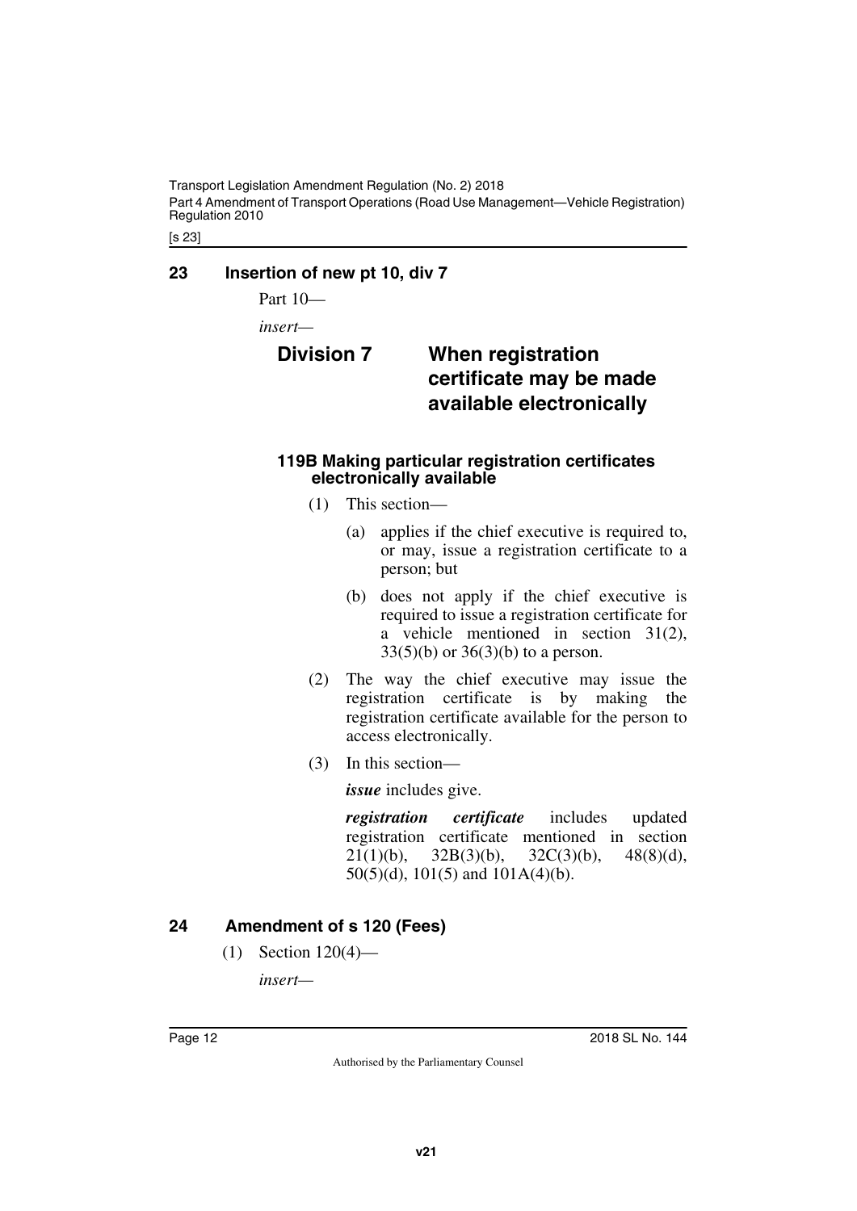## 23 Insertion of new pt 10, div 7

Part 10—

*insert*—

### Division 7 When registration certificate may be made available electronically

#### 119B Making particular registration certificates electronically available

(1) This section—

(a) applies if the chief executive is required to, or may, issue a registration certificate to a person; but

(b) does not apply if the chief executive is required to issue a registration certificate for a vehicle mentioned in section 31(2), 33(5)(b) or 36(3)(b) to a person.

(2) The way the chief executive may issue the registration certificate is by making the registration certificate available for the person to access electronically.

(3) In this section—

***issue*** includes give.

***registration certificate*** includes updated registration certificate mentioned in section 21(1)(b), 32B(3)(b), 32C(3)(b), 48(8)(d), 50(5)(d), 101(5) and 101A(4)(b).

## 24 Amendment of s 120 (Fees)

(1) Section 120(4)—

*insert*—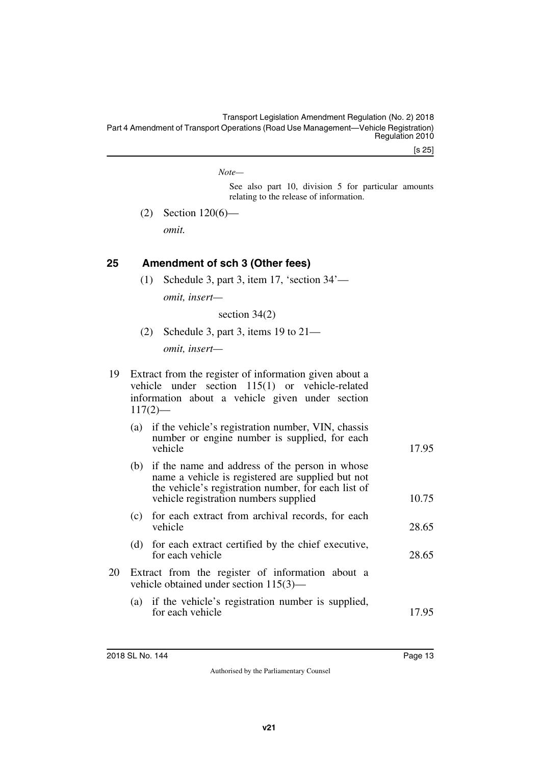*Note—*

See also part 10, division 5 for particular amounts relating to the release of information.

(2) Section 120(6)—

*omit.*

## 25 Amendment of sch 3 (Other fees)

(1) Schedule 3, part 3, item 17, 'section 34'—

*omit, insert—*

section 34(2)

(2) Schedule 3, part 3, items 19 to 21—

*omit, insert—*

19 Extract from the register of information given about a vehicle under section 115(1) or vehicle-related information about a vehicle given under section 117(2)—

| | |
|---|---|
| (a) if the vehicle's registration number, VIN, chassis number or engine number is supplied, for each vehicle | 17.95 |
| (b) if the name and address of the person in whose name a vehicle is registered are supplied but not the vehicle's registration number, for each list of vehicle registration numbers supplied | 10.75 |
| (c) for each extract from archival records, for each vehicle | 28.65 |
| (d) for each extract certified by the chief executive, for each vehicle | 28.65 |

20 Extract from the register of information about a vehicle obtained under section 115(3)—

| | |
|---|---|
| (a) if the vehicle's registration number is supplied, for each vehicle | 17.95 |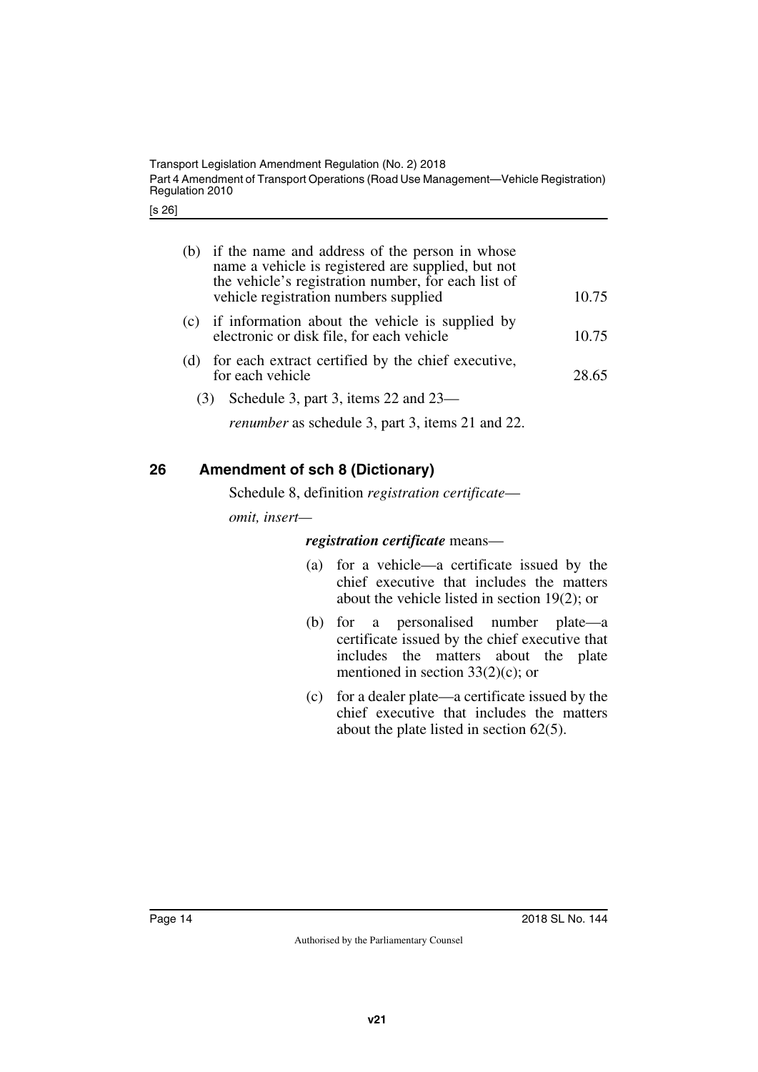(b) if the name and address of the person in whose name a vehicle is registered are supplied, but not the vehicle's registration number, for each list of vehicle registration numbers supplied 10.75

(c) if information about the vehicle is supplied by electronic or disk file, for each vehicle 10.75

(d) for each extract certified by the chief executive, for each vehicle 28.65

(3) Schedule 3, part 3, items 22 and 23—

*renumber* as schedule 3, part 3, items 21 and 22.

## 26 Amendment of sch 8 (Dictionary)

Schedule 8, definition *registration certificate*—

*omit, insert—*

***registration certificate*** means—

(a) for a vehicle—a certificate issued by the chief executive that includes the matters about the vehicle listed in section 19(2); or

(b) for a personalised number plate—a certificate issued by the chief executive that includes the matters about the plate mentioned in section 33(2)(c); or

(c) for a dealer plate—a certificate issued by the chief executive that includes the matters about the plate listed in section 62(5).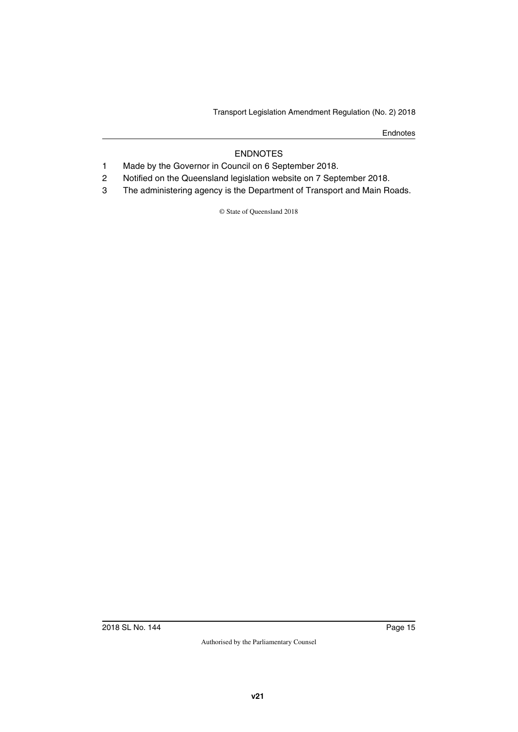## ENDNOTES

1 Made by the Governor in Council on 6 September 2018.

2 Notified on the Queensland legislation website on 7 September 2018.

3 The administering agency is the Department of Transport and Main Roads.

© State of Queensland 2018